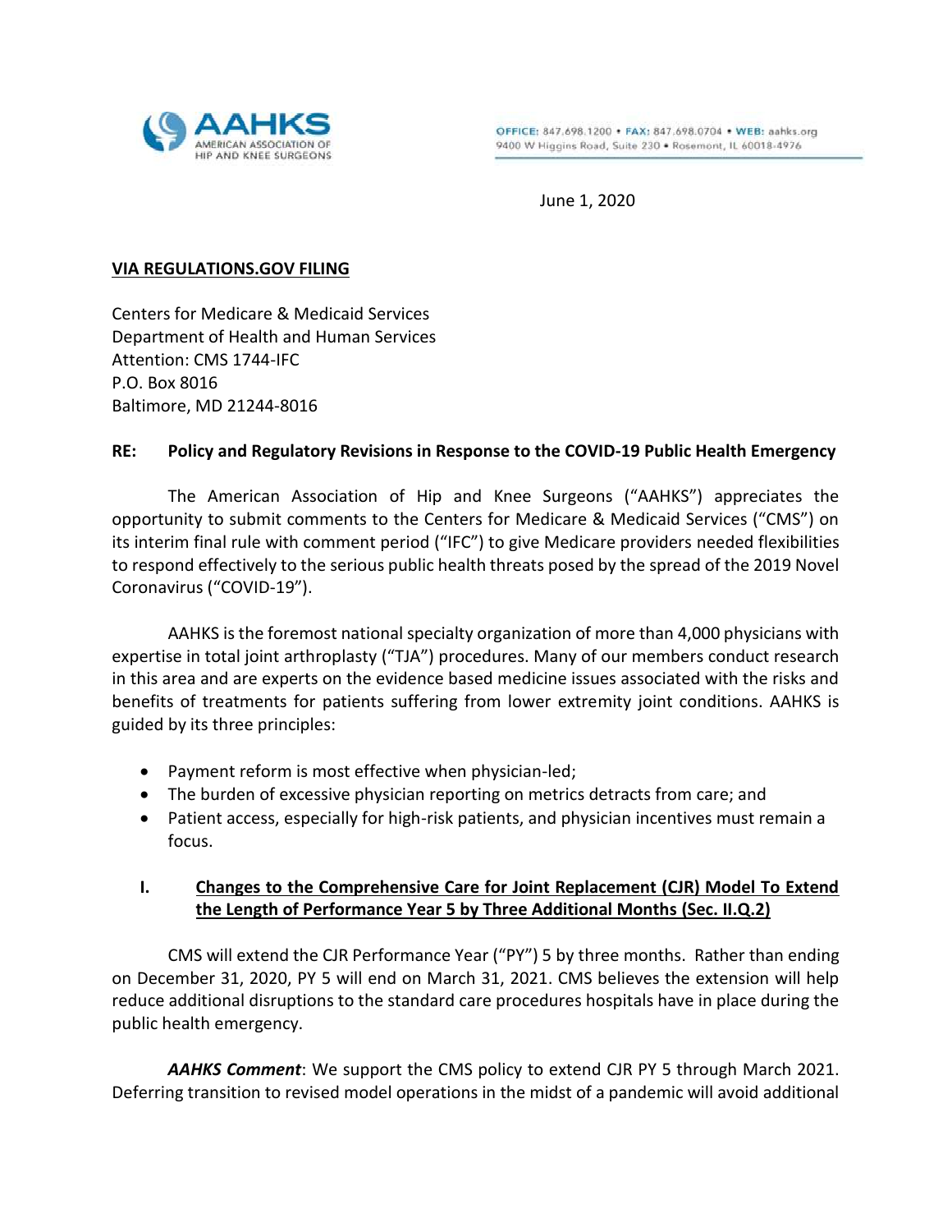**AAHKS**
AMERICAN ASSOCIATION OF HIP AND KNEE SURGEONS

OFFICE: 847.698.1200 • FAX: 847.698.0704 • WEB: aahks.org
9400 W Higgins Road, Suite 230 • Rosemont, IL 60018-4976

June 1, 2020

**VIA REGULATIONS.GOV FILING**

Centers for Medicare & Medicaid Services
Department of Health and Human Services
Attention: CMS 1744-IFC
P.O. Box 8016
Baltimore, MD 21244-8016

**RE: Policy and Regulatory Revisions in Response to the COVID-19 Public Health Emergency**

The American Association of Hip and Knee Surgeons ("AAHKS") appreciates the opportunity to submit comments to the Centers for Medicare & Medicaid Services ("CMS") on its interim final rule with comment period ("IFC") to give Medicare providers needed flexibilities to respond effectively to the serious public health threats posed by the spread of the 2019 Novel Coronavirus ("COVID-19").

AAHKS is the foremost national specialty organization of more than 4,000 physicians with expertise in total joint arthroplasty ("TJA") procedures. Many of our members conduct research in this area and are experts on the evidence based medicine issues associated with the risks and benefits of treatments for patients suffering from lower extremity joint conditions. AAHKS is guided by its three principles:

- Payment reform is most effective when physician-led;
- The burden of excessive physician reporting on metrics detracts from care; and
- Patient access, especially for high-risk patients, and physician incentives must remain a focus.

## I. Changes to the Comprehensive Care for Joint Replacement (CJR) Model To Extend the Length of Performance Year 5 by Three Additional Months (Sec. II.Q.2)

CMS will extend the CJR Performance Year ("PY") 5 by three months. Rather than ending on December 31, 2020, PY 5 will end on March 31, 2021. CMS believes the extension will help reduce additional disruptions to the standard care procedures hospitals have in place during the public health emergency.

***AAHKS Comment***: We support the CMS policy to extend CJR PY 5 through March 2021. Deferring transition to revised model operations in the midst of a pandemic will avoid additional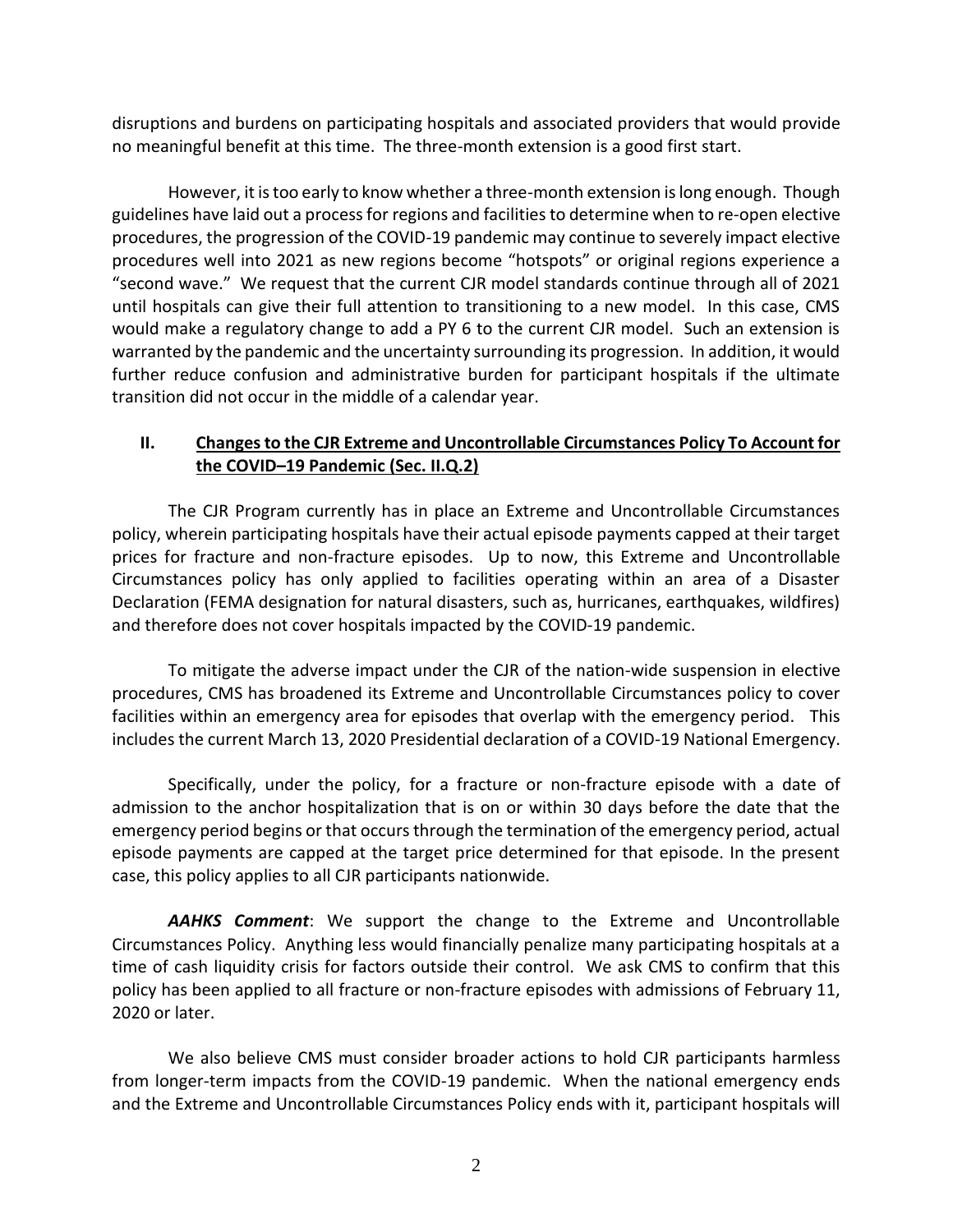disruptions and burdens on participating hospitals and associated providers that would provide no meaningful benefit at this time. The three-month extension is a good first start.

However, it is too early to know whether a three-month extension is long enough. Though guidelines have laid out a process for regions and facilities to determine when to re-open elective procedures, the progression of the COVID-19 pandemic may continue to severely impact elective procedures well into 2021 as new regions become "hotspots" or original regions experience a "second wave." We request that the current CJR model standards continue through all of 2021 until hospitals can give their full attention to transitioning to a new model. In this case, CMS would make a regulatory change to add a PY 6 to the current CJR model. Such an extension is warranted by the pandemic and the uncertainty surrounding its progression. In addition, it would further reduce confusion and administrative burden for participant hospitals if the ultimate transition did not occur in the middle of a calendar year.

## II. Changes to the CJR Extreme and Uncontrollable Circumstances Policy To Account for the COVID–19 Pandemic (Sec. II.Q.2)

The CJR Program currently has in place an Extreme and Uncontrollable Circumstances policy, wherein participating hospitals have their actual episode payments capped at their target prices for fracture and non-fracture episodes. Up to now, this Extreme and Uncontrollable Circumstances policy has only applied to facilities operating within an area of a Disaster Declaration (FEMA designation for natural disasters, such as, hurricanes, earthquakes, wildfires) and therefore does not cover hospitals impacted by the COVID-19 pandemic.

To mitigate the adverse impact under the CJR of the nation-wide suspension in elective procedures, CMS has broadened its Extreme and Uncontrollable Circumstances policy to cover facilities within an emergency area for episodes that overlap with the emergency period. This includes the current March 13, 2020 Presidential declaration of a COVID-19 National Emergency.

Specifically, under the policy, for a fracture or non-fracture episode with a date of admission to the anchor hospitalization that is on or within 30 days before the date that the emergency period begins or that occurs through the termination of the emergency period, actual episode payments are capped at the target price determined for that episode. In the present case, this policy applies to all CJR participants nationwide.

***AAHKS Comment***: We support the change to the Extreme and Uncontrollable Circumstances Policy. Anything less would financially penalize many participating hospitals at a time of cash liquidity crisis for factors outside their control. We ask CMS to confirm that this policy has been applied to all fracture or non-fracture episodes with admissions of February 11, 2020 or later.

We also believe CMS must consider broader actions to hold CJR participants harmless from longer-term impacts from the COVID-19 pandemic. When the national emergency ends and the Extreme and Uncontrollable Circumstances Policy ends with it, participant hospitals will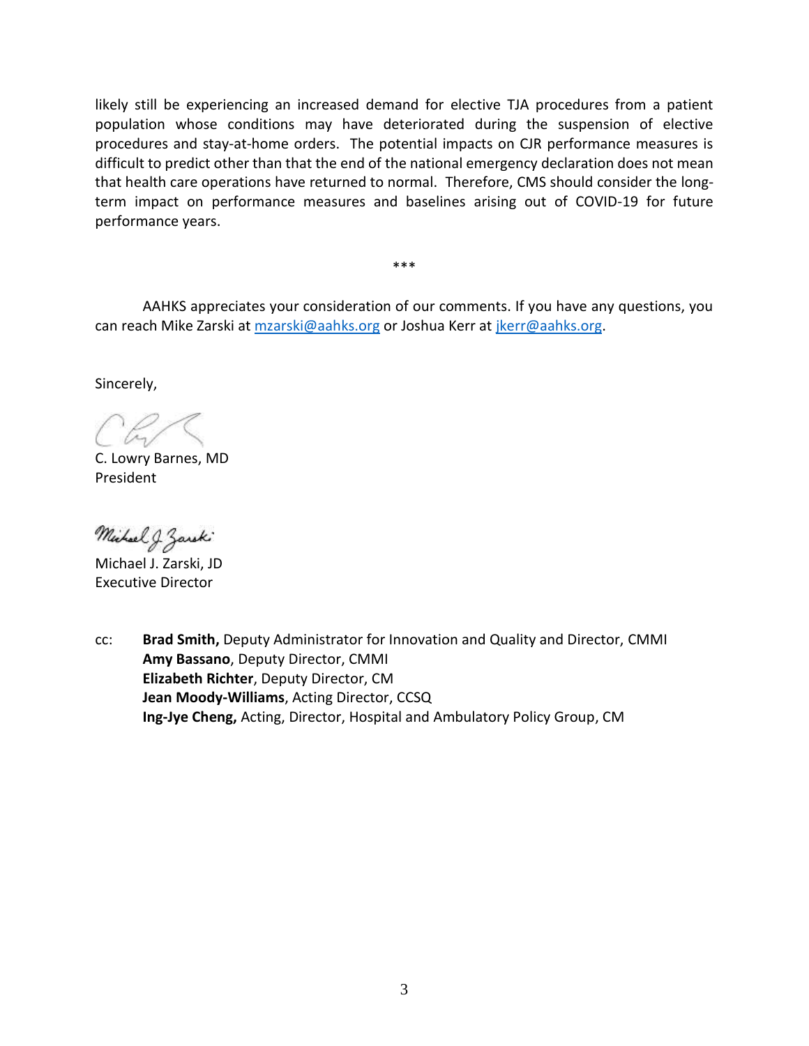likely still be experiencing an increased demand for elective TJA procedures from a patient population whose conditions may have deteriorated during the suspension of elective procedures and stay-at-home orders. The potential impacts on CJR performance measures is difficult to predict other than that the end of the national emergency declaration does not mean that health care operations have returned to normal. Therefore, CMS should consider the long-term impact on performance measures and baselines arising out of COVID-19 for future performance years.

***

AAHKS appreciates your consideration of our comments. If you have any questions, you can reach Mike Zarski at [mzarski@aahks.org](mailto:mzarski@aahks.org) or Joshua Kerr at [jkerr@aahks.org](mailto:jkerr@aahks.org).

Sincerely,

C. Lowry Barnes, MD
President

Michael J. Zarski, JD
Executive Director

cc: **Brad Smith,** Deputy Administrator for Innovation and Quality and Director, CMMI
**Amy Bassano**, Deputy Director, CMMI
**Elizabeth Richter**, Deputy Director, CM
**Jean Moody-Williams**, Acting Director, CCSQ
**Ing-Jye Cheng,** Acting, Director, Hospital and Ambulatory Policy Group, CM